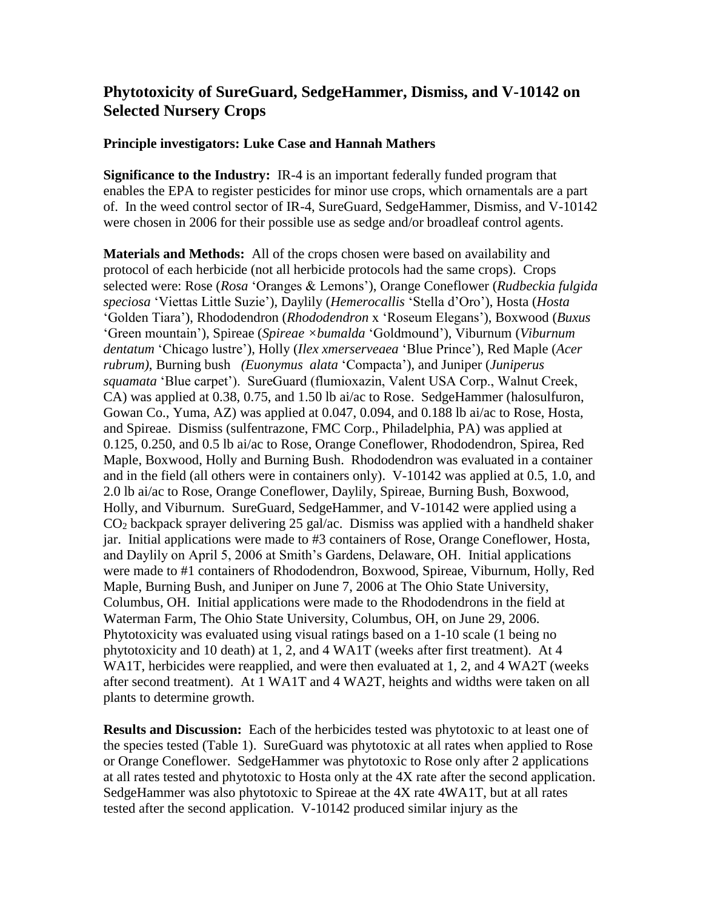# Phytotoxicity of SureGuard, SedgeHammer, Dismiss, and V-10142 on Selected Nursery Crops

**Principle investigators: Luke Case and Hannah Mathers**

**Significance to the Industry:** IR-4 is an important federally funded program that enables the EPA to register pesticides for minor use crops, which ornamentals are a part of. In the weed control sector of IR-4, SureGuard, SedgeHammer, Dismiss, and V-10142 were chosen in 2006 for their possible use as sedge and/or broadleaf control agents.

**Materials and Methods:** All of the crops chosen were based on availability and protocol of each herbicide (not all herbicide protocols had the same crops). Crops selected were: Rose (*Rosa* 'Oranges & Lemons'), Orange Coneflower (*Rudbeckia fulgida speciosa* 'Viettas Little Suzie'), Daylily (*Hemerocallis* 'Stella d'Oro'), Hosta (*Hosta* 'Golden Tiara'), Rhododendron (*Rhododendron* x 'Roseum Elegans'), Boxwood (*Buxus* 'Green mountain'), Spireae (*Spireae ×bumalda* 'Goldmound'), Viburnum (*Viburnum dentatum* 'Chicago lustre'), Holly (*Ilex xmerserveaea* 'Blue Prince'), Red Maple (*Acer rubrum)*, Burning bush (*Euonymus alata* 'Compacta'), and Juniper (*Juniperus squamata* 'Blue carpet'). SureGuard (flumioxazin, Valent USA Corp., Walnut Creek, CA) was applied at 0.38, 0.75, and 1.50 lb ai/ac to Rose. SedgeHammer (halosulfuron, Gowan Co., Yuma, AZ) was applied at 0.047, 0.094, and 0.188 lb ai/ac to Rose, Hosta, and Spireae. Dismiss (sulfentrazone, FMC Corp., Philadelphia, PA) was applied at 0.125, 0.250, and 0.5 lb ai/ac to Rose, Orange Coneflower, Rhododendron, Spirea, Red Maple, Boxwood, Holly and Burning Bush. Rhododendron was evaluated in a container and in the field (all others were in containers only). V-10142 was applied at 0.5, 1.0, and 2.0 lb ai/ac to Rose, Orange Coneflower, Daylily, Spireae, Burning Bush, Boxwood, Holly, and Viburnum. SureGuard, SedgeHammer, and V-10142 were applied using a $CO_2$ backpack sprayer delivering 25 gal/ac. Dismiss was applied with a handheld shaker jar. Initial applications were made to #3 containers of Rose, Orange Coneflower, Hosta, and Daylily on April 5, 2006 at Smith's Gardens, Delaware, OH. Initial applications were made to #1 containers of Rhododendron, Boxwood, Spireae, Viburnum, Holly, Red Maple, Burning Bush, and Juniper on June 7, 2006 at The Ohio State University, Columbus, OH. Initial applications were made to the Rhododendrons in the field at Waterman Farm, The Ohio State University, Columbus, OH, on June 29, 2006. Phytotoxicity was evaluated using visual ratings based on a 1-10 scale (1 being no phytotoxicity and 10 death) at 1, 2, and 4 WA1T (weeks after first treatment). At 4 WA1T, herbicides were reapplied, and were then evaluated at 1, 2, and 4 WA2T (weeks after second treatment). At 1 WA1T and 4 WA2T, heights and widths were taken on all plants to determine growth.

**Results and Discussion:** Each of the herbicides tested was phytotoxic to at least one of the species tested (Table 1). SureGuard was phytotoxic at all rates when applied to Rose or Orange Coneflower. SedgeHammer was phytotoxic to Rose only after 2 applications at all rates tested and phytotoxic to Hosta only at the 4X rate after the second application. SedgeHammer was also phytotoxic to Spireae at the 4X rate 4WA1T, but at all rates tested after the second application. V-10142 produced similar injury as the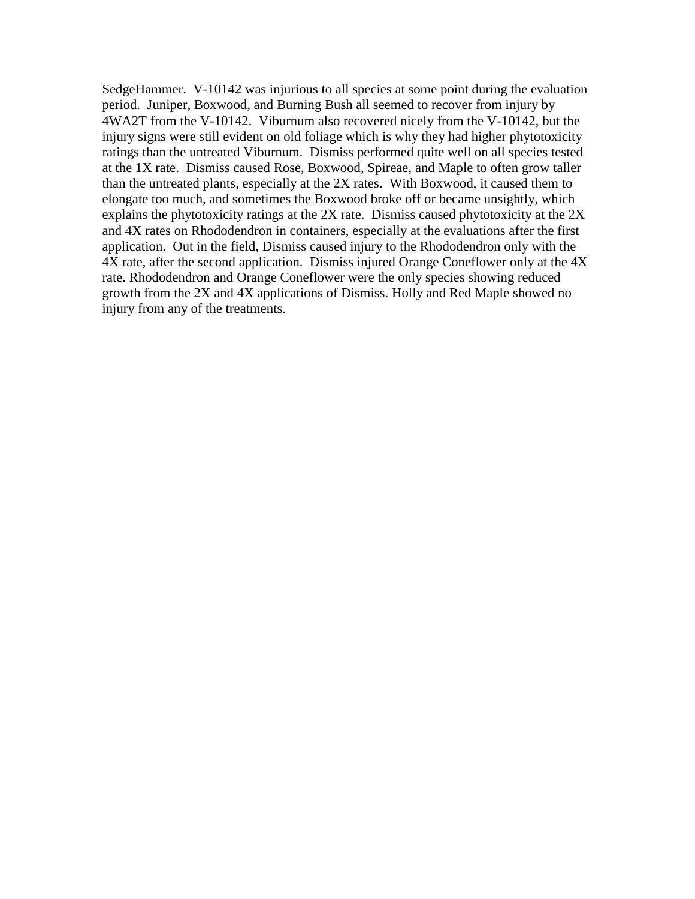SedgeHammer. V-10142 was injurious to all species at some point during the evaluation period. Juniper, Boxwood, and Burning Bush all seemed to recover from injury by 4WA2T from the V-10142. Viburnum also recovered nicely from the V-10142, but the injury signs were still evident on old foliage which is why they had higher phytotoxicity ratings than the untreated Viburnum. Dismiss performed quite well on all species tested at the 1X rate. Dismiss caused Rose, Boxwood, Spireae, and Maple to often grow taller than the untreated plants, especially at the 2X rates. With Boxwood, it caused them to elongate too much, and sometimes the Boxwood broke off or became unsightly, which explains the phytotoxicity ratings at the 2X rate. Dismiss caused phytotoxicity at the 2X and 4X rates on Rhododendron in containers, especially at the evaluations after the first application. Out in the field, Dismiss caused injury to the Rhododendron only with the 4X rate, after the second application. Dismiss injured Orange Coneflower only at the 4X rate. Rhododendron and Orange Coneflower were the only species showing reduced growth from the 2X and 4X applications of Dismiss. Holly and Red Maple showed no injury from any of the treatments.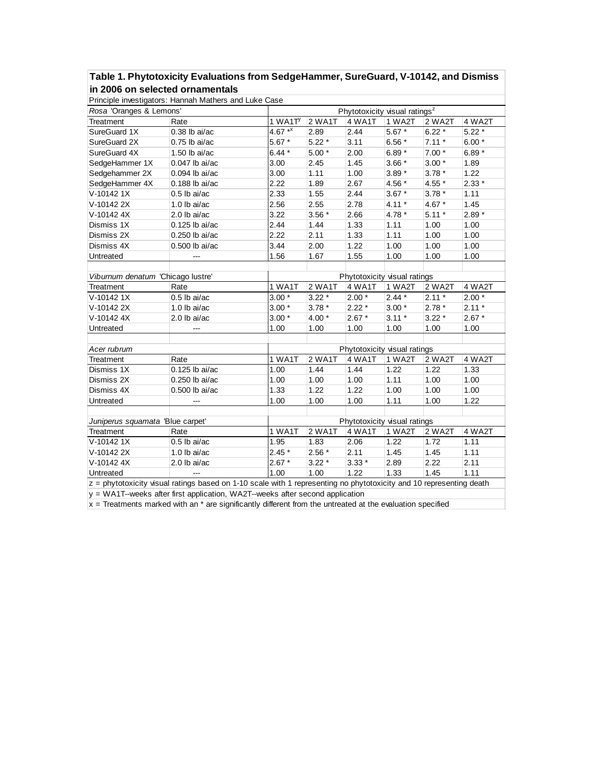**Table 1. Phytotoxicity Evaluations from SedgeHammer, SureGuard, V-10142, and Dismiss in 2006 on selected ornamentals**

Principle investigators: Hannah Mathers and Luke Case

| *Rosa* 'Oranges & Lemons' | | Phytotoxicity visual ratings[z] | | | | | |
|---|---|---|---|---|---|---|---|
| Treatment | Rate | 1 WA1T[y] | 2 WA1T | 4 WA1T | 1 WA2T | 2 WA2T | 4 WA2T |
| SureGuard 1X | 0.38 lb ai/ac | 4.67 *[x] | 2.89 | 2.44 | 5.67 * | 6.22 * | 5.22 * |
| SureGuard 2X | 0.75 lb ai/ac | 5.67 * | 5.22 * | 3.11 | 6.56 * | 7.11 * | 6.00 * |
| SureGuard 4X | 1.50 lb ai/ac | 6.44 * | 5.00 * | 2.00 | 6.89 * | 7.00 * | 6.89 * |
| SedgeHammer 1X | 0.047 lb ai/ac | 3.00 | 2.45 | 1.45 | 3.66 * | 3.00 * | 1.89 |
| Sedgehammer 2X | 0.094 lb ai/ac | 3.00 | 1.11 | 1.00 | 3.89 * | 3.78 * | 1.22 |
| SedgeHammer 4X | 0.188 lb ai/ac | 2.22 | 1.89 | 2.67 | 4.56 * | 4.55 * | 2.33 * |
| V-10142 1X | 0.5 lb ai/ac | 2.33 | 1.55 | 2.44 | 3.67 * | 3.78 * | 1.11 |
| V-10142 2X | 1.0 lb ai/ac | 2.56 | 2.55 | 2.78 | 4.11 * | 4.67 * | 1.45 |
| V-10142 4X | 2.0 lb ai/ac | 3.22 | 3.56 * | 2.66 | 4.78 * | 5.11 * | 2.89 * |
| Dismiss 1X | 0.125 lb ai/ac | 2.44 | 1.44 | 1.33 | 1.11 | 1.00 | 1.00 |
| Dismiss 2X | 0.250 lb ai/ac | 2.22 | 2.11 | 1.33 | 1.11 | 1.00 | 1.00 |
| Dismiss 4X | 0.500 lb ai/ac | 3.44 | 2.00 | 1.22 | 1.00 | 1.00 | 1.00 |
| Untreated | --- | 1.56 | 1.67 | 1.55 | 1.00 | 1.00 | 1.00 |

| *Viburnum denatum* 'Chicago lustre' | | Phytotoxicity visual ratings | | | | | |
|---|---|---|---|---|---|---|---|
| Treatment | Rate | 1 WA1T | 2 WA1T | 4 WA1T | 1 WA2T | 2 WA2T | 4 WA2T |
| V-10142 1X | 0.5 lb ai/ac | 3.00 * | 3.22 * | 2.00 * | 2.44 * | 2.11 * | 2.00 * |
| V-10142 2X | 1.0 lb ai/ac | 3.00 * | 3.78 * | 2.22 * | 3.00 * | 2.78 * | 2.11 * |
| V-10142 4X | 2.0 lb ai/ac | 3.00 * | 4.00 * | 2.67 * | 3.11 * | 3.22 * | 2.67 * |
| Untreated | --- | 1.00 | 1.00 | 1.00 | 1.00 | 1.00 | 1.00 |

| *Acer rubrum* | | Phytotoxicity visual ratings | | | | | |
|---|---|---|---|---|---|---|---|
| Treatment | Rate | 1 WA1T | 2 WA1T | 4 WA1T | 1 WA2T | 2 WA2T | 4 WA2T |
| Dismiss 1X | 0.125 lb ai/ac | 1.00 | 1.44 | 1.44 | 1.22 | 1.22 | 1.33 |
| Dismiss 2X | 0.250 lb ai/ac | 1.00 | 1.00 | 1.00 | 1.11 | 1.00 | 1.00 |
| Dismiss 4X | 0.500 lb ai/ac | 1.33 | 1.22 | 1.22 | 1.00 | 1.00 | 1.00 |
| Untreated | --- | 1.00 | 1.00 | 1.00 | 1.11 | 1.00 | 1.22 |

| *Juniperus squamata* 'Blue carpet' | | Phytotoxicity visual ratings | | | | | |
|---|---|---|---|---|---|---|---|
| Treatment | Rate | 1 WA1T | 2 WA1T | 4 WA1T | 1 WA2T | 2 WA2T | 4 WA2T |
| V-10142 1X | 0.5 lb ai/ac | 1.95 | 1.83 | 2.06 | 1.22 | 1.72 | 1.11 |
| V-10142 2X | 1.0 lb ai/ac | 2.45 * | 2.56 * | 2.11 | 1.45 | 1.45 | 1.11 |
| V-10142 4X | 2.0 lb ai/ac | 2.67 * | 3.22 * | 3.33 * | 2.89 | 2.22 | 2.11 |
| Untreated | --- | 1.00 | 1.00 | 1.22 | 1.33 | 1.45 | 1.11 |

z = phytotoxicity visual ratings based on 1-10 scale with 1 representing no phytotoxicity and 10 representing death

y = WA1T--weeks after first application, WA2T--weeks after second application

x = Treatments marked with an * are significantly different from the untreated at the evaluation specified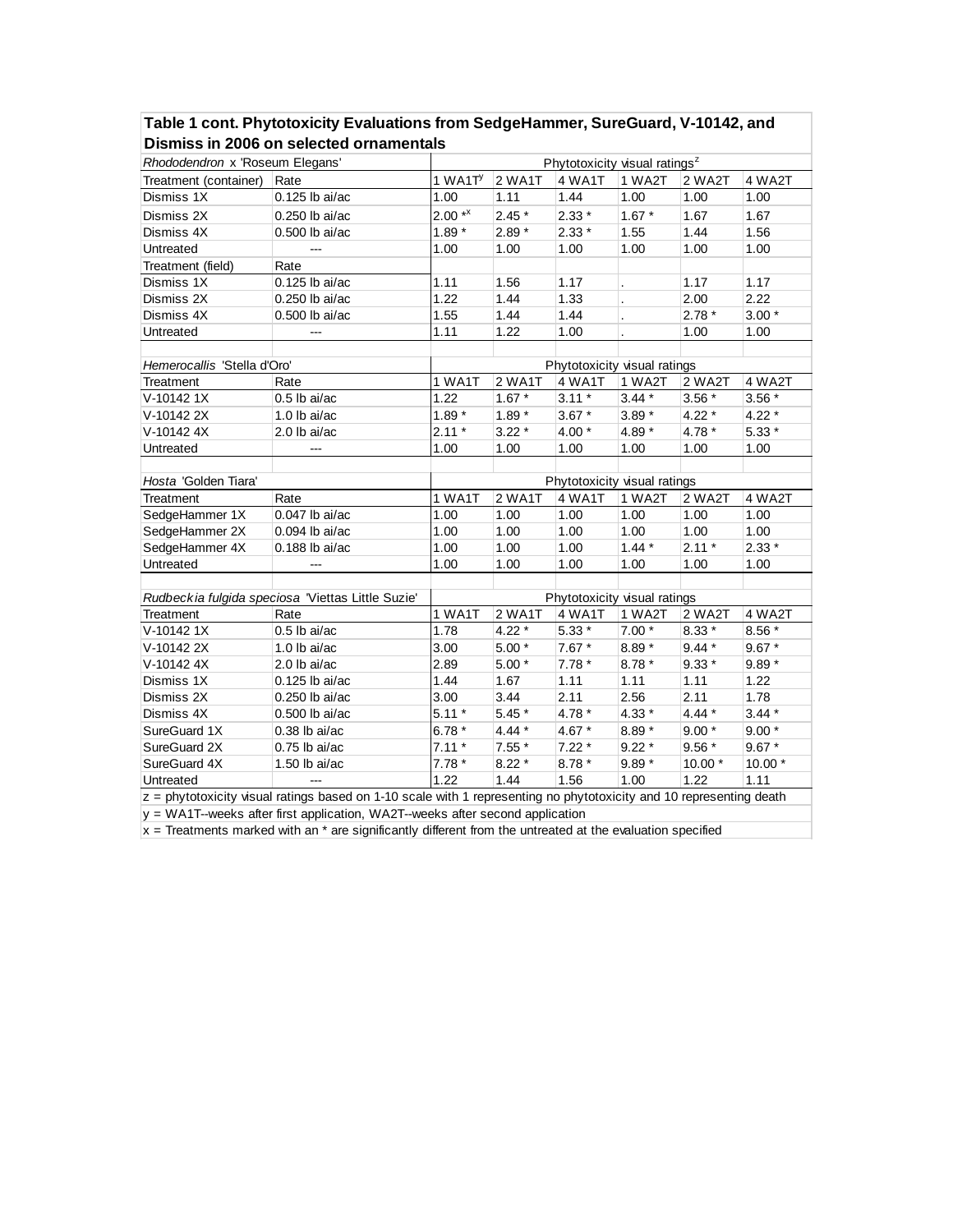**Table 1 cont. Phytotoxicity Evaluations from SedgeHammer, SureGuard, V-10142, and Dismiss in 2006 on selected ornamentals**

| *Rhododendron* x 'Roseum Elegans' | | Phytotoxicity visual ratings[z] | | | | | |
|---|---|---|---|---|---|---|---|
| Treatment (container) | Rate | 1 WA1T[y] | 2 WA1T | 4 WA1T | 1 WA2T | 2 WA2T | 4 WA2T |
| Dismiss 1X | 0.125 lb ai/ac | 1.00 | 1.11 | 1.44 | 1.00 | 1.00 | 1.00 |
| Dismiss 2X | 0.250 lb ai/ac | 2.00 *[x] | 2.45 * | 2.33 * | 1.67 * | 1.67 | 1.67 |
| Dismiss 4X | 0.500 lb ai/ac | 1.89 * | 2.89 * | 2.33 * | 1.55 | 1.44 | 1.56 |
| Untreated | --- | 1.00 | 1.00 | 1.00 | 1.00 | 1.00 | 1.00 |
| Treatment (field) | Rate | | | | | | |
| Dismiss 1X | 0.125 lb ai/ac | 1.11 | 1.56 | 1.17 | . | 1.17 | 1.17 |
| Dismiss 2X | 0.250 lb ai/ac | 1.22 | 1.44 | 1.33 | . | 2.00 | 2.22 |
| Dismiss 4X | 0.500 lb ai/ac | 1.55 | 1.44 | 1.44 | . | 2.78 * | 3.00 * |
| Untreated | --- | 1.11 | 1.22 | 1.00 | . | 1.00 | 1.00 |

| *Hemerocallis* 'Stella d'Oro' | | Phytotoxicity visual ratings | | | | | |
|---|---|---|---|---|---|---|---|
| Treatment | Rate | 1 WA1T | 2 WA1T | 4 WA1T | 1 WA2T | 2 WA2T | 4 WA2T |
| V-10142 1X | 0.5 lb ai/ac | 1.22 | 1.67 * | 3.11 * | 3.44 * | 3.56 * | 3.56 * |
| V-10142 2X | 1.0 lb ai/ac | 1.89 * | 1.89 * | 3.67 * | 3.89 * | 4.22 * | 4.22 * |
| V-10142 4X | 2.0 lb ai/ac | 2.11 * | 3.22 * | 4.00 * | 4.89 * | 4.78 * | 5.33 * |
| Untreated | --- | 1.00 | 1.00 | 1.00 | 1.00 | 1.00 | 1.00 |

| *Hosta* 'Golden Tiara' | | Phytotoxicity visual ratings | | | | | |
|---|---|---|---|---|---|---|---|
| Treatment | Rate | 1 WA1T | 2 WA1T | 4 WA1T | 1 WA2T | 2 WA2T | 4 WA2T |
| SedgeHammer 1X | 0.047 lb ai/ac | 1.00 | 1.00 | 1.00 | 1.00 | 1.00 | 1.00 |
| SedgeHammer 2X | 0.094 lb ai/ac | 1.00 | 1.00 | 1.00 | 1.00 | 1.00 | 1.00 |
| SedgeHammer 4X | 0.188 lb ai/ac | 1.00 | 1.00 | 1.00 | 1.44 * | 2.11 * | 2.33 * |
| Untreated | --- | 1.00 | 1.00 | 1.00 | 1.00 | 1.00 | 1.00 |

| *Rudbeckia fulgida speciosa* 'Viettas Little Suzie' | | Phytotoxicity visual ratings | | | | | |
|---|---|---|---|---|---|---|---|
| Treatment | Rate | 1 WA1T | 2 WA1T | 4 WA1T | 1 WA2T | 2 WA2T | 4 WA2T |
| V-10142 1X | 0.5 lb ai/ac | 1.78 | 4.22 * | 5.33 * | 7.00 * | 8.33 * | 8.56 * |
| V-10142 2X | 1.0 lb ai/ac | 3.00 | 5.00 * | 7.67 * | 8.89 * | 9.44 * | 9.67 * |
| V-10142 4X | 2.0 lb ai/ac | 2.89 | 5.00 * | 7.78 * | 8.78 * | 9.33 * | 9.89 * |
| Dismiss 1X | 0.125 lb ai/ac | 1.44 | 1.67 | 1.11 | 1.11 | 1.11 | 1.22 |
| Dismiss 2X | 0.250 lb ai/ac | 3.00 | 3.44 | 2.11 | 2.56 | 2.11 | 1.78 |
| Dismiss 4X | 0.500 lb ai/ac | 5.11 * | 5.45 * | 4.78 * | 4.33 * | 4.44 * | 3.44 * |
| SureGuard 1X | 0.38 lb ai/ac | 6.78 * | 4.44 * | 4.67 * | 8.89 * | 9.00 * | 9.00 * |
| SureGuard 2X | 0.75 lb ai/ac | 7.11 * | 7.55 * | 7.22 * | 9.22 * | 9.56 * | 9.67 * |
| SureGuard 4X | 1.50 lb ai/ac | 7.78 * | 8.22 * | 8.78 * | 9.89 * | 10.00 * | 10.00 * |
| Untreated | --- | 1.22 | 1.44 | 1.56 | 1.00 | 1.22 | 1.11 |

z = phytotoxicity visual ratings based on 1-10 scale with 1 representing no phytotoxicity and 10 representing death

y = WA1T--weeks after first application, WA2T--weeks after second application

x = Treatments marked with an * are significantly different from the untreated at the evaluation specified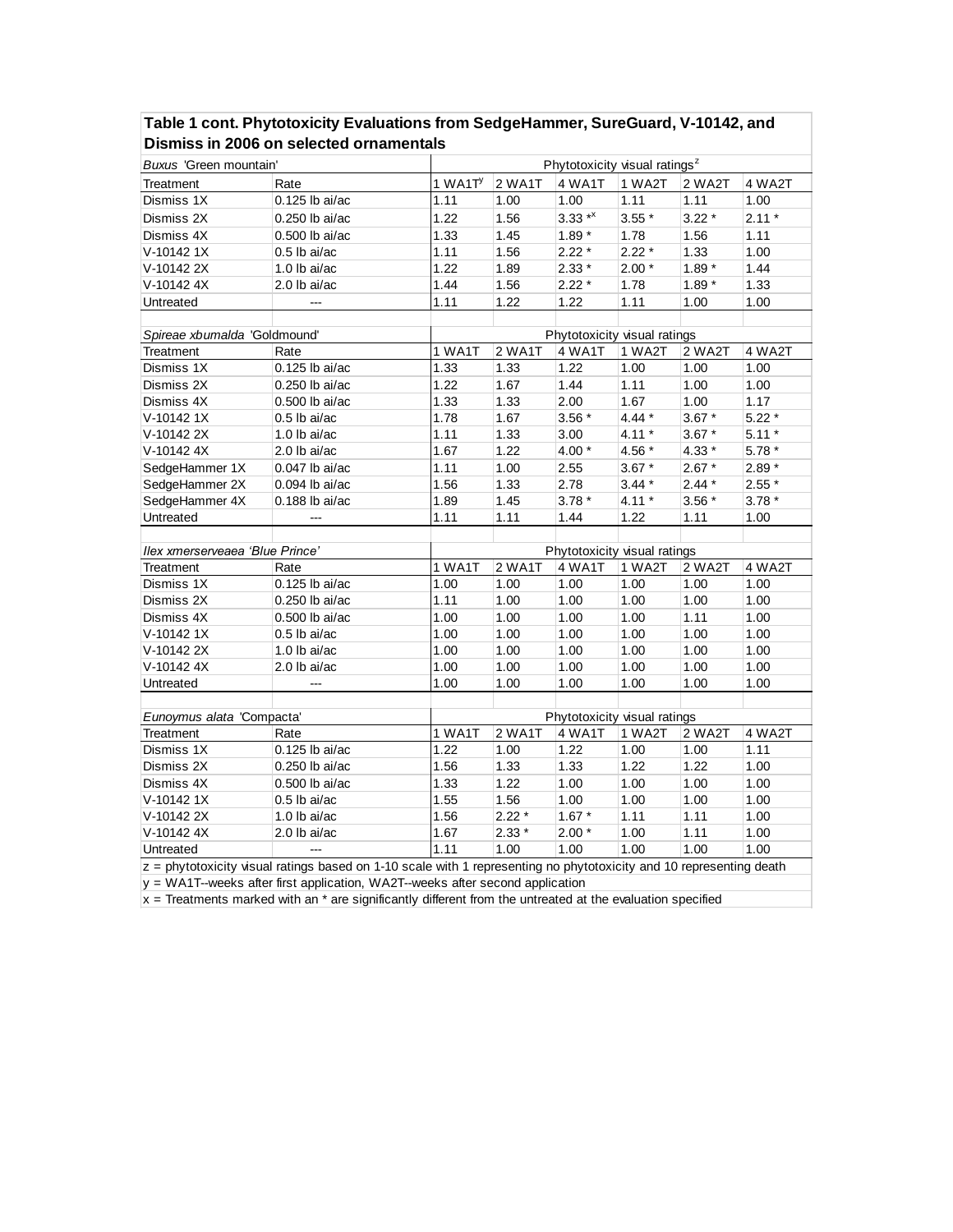**Table 1 cont. Phytotoxicity Evaluations from SedgeHammer, SureGuard, V-10142, and Dismiss in 2006 on selected ornamentals**

| *Buxus* 'Green mountain' | | Phytotoxicity visual ratings[z] | | | | | |
|---|---|---|---|---|---|---|---|
| Treatment | Rate | 1 WA1T[y] | 2 WA1T | 4 WA1T | 1 WA2T | 2 WA2T | 4 WA2T |
| Dismiss 1X | 0.125 lb ai/ac | 1.11 | 1.00 | 1.00 | 1.11 | 1.11 | 1.00 |
| Dismiss 2X | 0.250 lb ai/ac | 1.22 | 1.56 | 3.33 *[x] | 3.55 * | 3.22 * | 2.11 * |
| Dismiss 4X | 0.500 lb ai/ac | 1.33 | 1.45 | 1.89 * | 1.78 | 1.56 | 1.11 |
| V-10142 1X | 0.5 lb ai/ac | 1.11 | 1.56 | 2.22 * | 2.22 * | 1.33 | 1.00 |
| V-10142 2X | 1.0 lb ai/ac | 1.22 | 1.89 | 2.33 * | 2.00 * | 1.89 * | 1.44 |
| V-10142 4X | 2.0 lb ai/ac | 1.44 | 1.56 | 2.22 * | 1.78 | 1.89 * | 1.33 |
| Untreated | --- | 1.11 | 1.22 | 1.22 | 1.11 | 1.00 | 1.00 |
| | | | | | | | |
| *Spireae xbumalda* 'Goldmound' | | Phytotoxicity visual ratings | | | | | |
| Treatment | Rate | 1 WA1T | 2 WA1T | 4 WA1T | 1 WA2T | 2 WA2T | 4 WA2T |
| Dismiss 1X | 0.125 lb ai/ac | 1.33 | 1.33 | 1.22 | 1.00 | 1.00 | 1.00 |
| Dismiss 2X | 0.250 lb ai/ac | 1.22 | 1.67 | 1.44 | 1.11 | 1.00 | 1.00 |
| Dismiss 4X | 0.500 lb ai/ac | 1.33 | 1.33 | 2.00 | 1.67 | 1.00 | 1.17 |
| V-10142 1X | 0.5 lb ai/ac | 1.78 | 1.67 | 3.56 * | 4.44 * | 3.67 * | 5.22 * |
| V-10142 2X | 1.0 lb ai/ac | 1.11 | 1.33 | 3.00 | 4.11 * | 3.67 * | 5.11 * |
| V-10142 4X | 2.0 lb ai/ac | 1.67 | 1.22 | 4.00 * | 4.56 * | 4.33 * | 5.78 * |
| SedgeHammer 1X | 0.047 lb ai/ac | 1.11 | 1.00 | 2.55 | 3.67 * | 2.67 * | 2.89 * |
| SedgeHammer 2X | 0.094 lb ai/ac | 1.56 | 1.33 | 2.78 | 3.44 * | 2.44 * | 2.55 * |
| SedgeHammer 4X | 0.188 lb ai/ac | 1.89 | 1.45 | 3.78 * | 4.11 * | 3.56 * | 3.78 * |
| Untreated | --- | 1.11 | 1.11 | 1.44 | 1.22 | 1.11 | 1.00 |
| | | | | | | | |
| *Ilex xmerserveaea 'Blue Prince'* | | Phytotoxicity visual ratings | | | | | |
| Treatment | Rate | 1 WA1T | 2 WA1T | 4 WA1T | 1 WA2T | 2 WA2T | 4 WA2T |
| Dismiss 1X | 0.125 lb ai/ac | 1.00 | 1.00 | 1.00 | 1.00 | 1.00 | 1.00 |
| Dismiss 2X | 0.250 lb ai/ac | 1.11 | 1.00 | 1.00 | 1.00 | 1.00 | 1.00 |
| Dismiss 4X | 0.500 lb ai/ac | 1.00 | 1.00 | 1.00 | 1.00 | 1.11 | 1.00 |
| V-10142 1X | 0.5 lb ai/ac | 1.00 | 1.00 | 1.00 | 1.00 | 1.00 | 1.00 |
| V-10142 2X | 1.0 lb ai/ac | 1.00 | 1.00 | 1.00 | 1.00 | 1.00 | 1.00 |
| V-10142 4X | 2.0 lb ai/ac | 1.00 | 1.00 | 1.00 | 1.00 | 1.00 | 1.00 |
| Untreated | --- | 1.00 | 1.00 | 1.00 | 1.00 | 1.00 | 1.00 |
| | | | | | | | |
| *Eunoymus alata* 'Compacta' | | Phytotoxicity visual ratings | | | | | |
| Treatment | Rate | 1 WA1T | 2 WA1T | 4 WA1T | 1 WA2T | 2 WA2T | 4 WA2T |
| Dismiss 1X | 0.125 lb ai/ac | 1.22 | 1.00 | 1.22 | 1.00 | 1.00 | 1.11 |
| Dismiss 2X | 0.250 lb ai/ac | 1.56 | 1.33 | 1.33 | 1.22 | 1.22 | 1.00 |
| Dismiss 4X | 0.500 lb ai/ac | 1.33 | 1.22 | 1.00 | 1.00 | 1.00 | 1.00 |
| V-10142 1X | 0.5 lb ai/ac | 1.55 | 1.56 | 1.00 | 1.00 | 1.00 | 1.00 |
| V-10142 2X | 1.0 lb ai/ac | 1.56 | 2.22 * | 1.67 * | 1.11 | 1.11 | 1.00 |
| V-10142 4X | 2.0 lb ai/ac | 1.67 | 2.33 * | 2.00 * | 1.00 | 1.11 | 1.00 |
| Untreated | --- | 1.11 | 1.00 | 1.00 | 1.00 | 1.00 | 1.00 |

z = phytotoxicity visual ratings based on 1-10 scale with 1 representing no phytotoxicity and 10 representing death

y = WA1T--weeks after first application, WA2T--weeks after second application

x = Treatments marked with an * are significantly different from the untreated at the evaluation specified